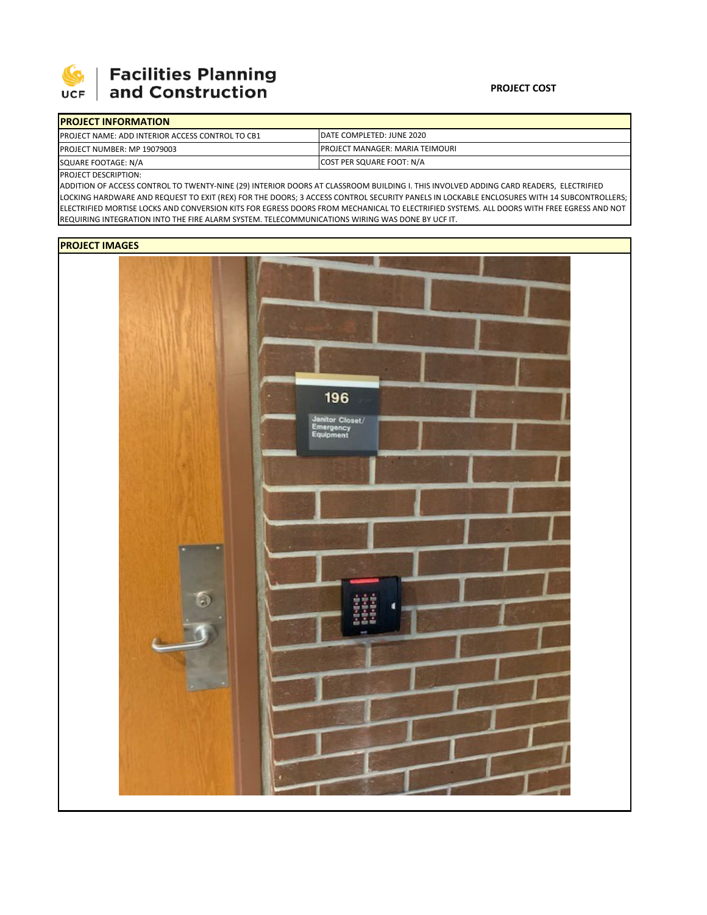Facilities Planning and Construction

**PROJECT COST**

| PROJECT INFORMATION | |
|---|---|
| PROJECT NAME: ADD INTERIOR ACCESS CONTROL TO CB1 | DATE COMPLETED: JUNE 2020 |
| PROJECT NUMBER: MP 19079003 | PROJECT MANAGER: MARIA TEIMOURI |
| SQUARE FOOTAGE: N/A | COST PER SQUARE FOOT: N/A |

PROJECT DESCRIPTION:

ADDITION OF ACCESS CONTROL TO TWENTY-NINE (29) INTERIOR DOORS AT CLASSROOM BUILDING I. THIS INVOLVED ADDING CARD READERS, ELECTRIFIED LOCKING HARDWARE AND REQUEST TO EXIT (REX) FOR THE DOORS; 3 ACCESS CONTROL SECURITY PANELS IN LOCKABLE ENCLOSURES WITH 14 SUBCONTROLLERS; ELECTRIFIED MORTISE LOCKS AND CONVERSION KITS FOR EGRESS DOORS FROM MECHANICAL TO ELECTRIFIED SYSTEMS. ALL DOORS WITH FREE EGRESS AND NOT REQUIRING INTEGRATION INTO THE FIRE ALARM SYSTEM. TELECOMMUNICATIONS WIRING WAS DONE BY UCF IT.

**PROJECT IMAGES**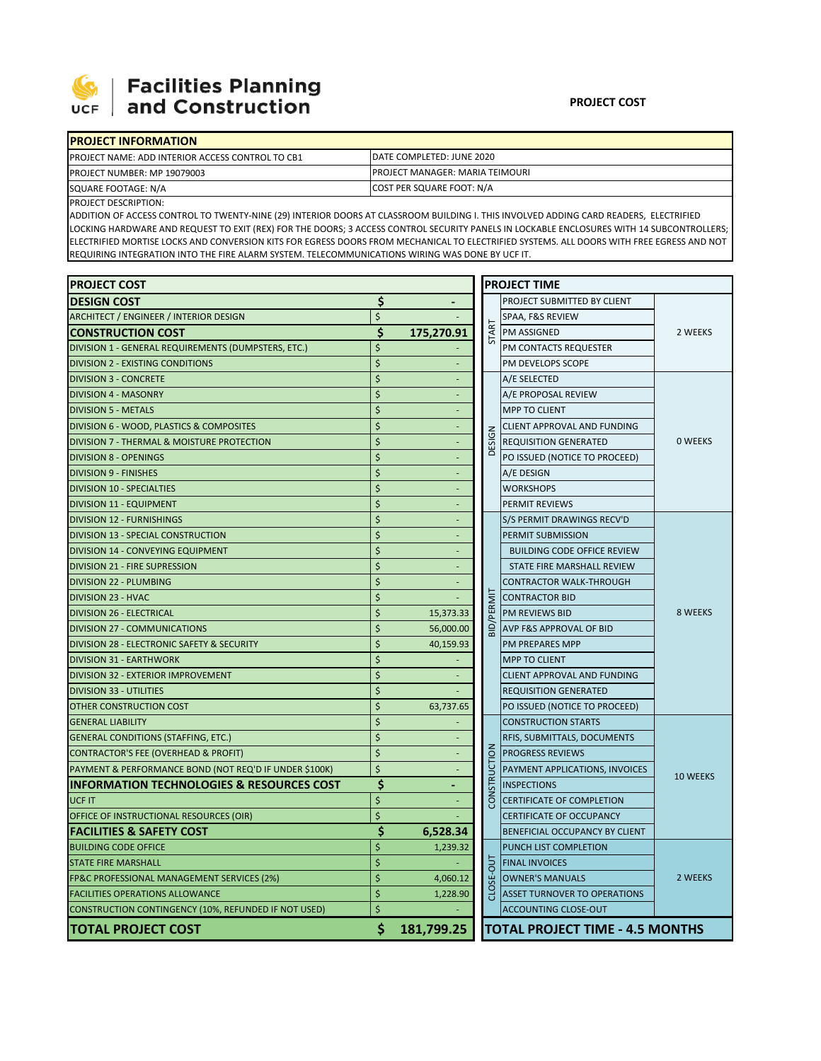**Facilities Planning and Construction**

UCF

**PROJECT COST**

| PROJECT INFORMATION | |
|---|---|
| PROJECT NAME: ADD INTERIOR ACCESS CONTROL TO CB1 | DATE COMPLETED: JUNE 2020 |
| PROJECT NUMBER: MP 19079003 | PROJECT MANAGER: MARIA TEIMOURI |
| SQUARE FOOTAGE: N/A | COST PER SQUARE FOOT: N/A |

PROJECT DESCRIPTION:
ADDITION OF ACCESS CONTROL TO TWENTY-NINE (29) INTERIOR DOORS AT CLASSROOM BUILDING I. THIS INVOLVED ADDING CARD READERS, ELECTRIFIED LOCKING HARDWARE AND REQUEST TO EXIT (REX) FOR THE DOORS; 3 ACCESS CONTROL SECURITY PANELS IN LOCKABLE ENCLOSURES WITH 14 SUBCONTROLLERS; ELECTRIFIED MORTISE LOCKS AND CONVERSION KITS FOR EGRESS DOORS FROM MECHANICAL TO ELECTRIFIED SYSTEMS. ALL DOORS WITH FREE EGRESS AND NOT REQUIRING INTEGRATION INTO THE FIRE ALARM SYSTEM. TELECOMMUNICATIONS WIRING WAS DONE BY UCF IT.

| PROJECT COST | |
|---|---|
| **DESIGN COST** | **$ -** |
| ARCHITECT / ENGINEER / INTERIOR DESIGN | $ - |
| **CONSTRUCTION COST** | **$ 175,270.91** |
| DIVISION 1 - GENERAL REQUIREMENTS (DUMPSTERS, ETC.) | $ - |
| DIVISION 2 - EXISTING CONDITIONS | $ - |
| DIVISION 3 - CONCRETE | $ - |
| DIVISION 4 - MASONRY | $ - |
| DIVISION 5 - METALS | $ - |
| DIVISION 6 - WOOD, PLASTICS & COMPOSITES | $ - |
| DIVISION 7 - THERMAL & MOISTURE PROTECTION | $ - |
| DIVISION 8 - OPENINGS | $ - |
| DIVISION 9 - FINISHES | $ - |
| DIVISION 10 - SPECIALTIES | $ - |
| DIVISION 11 - EQUIPMENT | $ - |
| DIVISION 12 - FURNISHINGS | $ - |
| DIVISION 13 - SPECIAL CONSTRUCTION | $ - |
| DIVISION 14 - CONVEYING EQUIPMENT | $ - |
| DIVISION 21 - FIRE SUPRESSION | $ - |
| DIVISION 22 - PLUMBING | $ - |
| DIVISION 23 - HVAC | $ - |
| DIVISION 26 - ELECTRICAL | $ 15,373.33 |
| DIVISION 27 - COMMUNICATIONS | $ 56,000.00 |
| DIVISION 28 - ELECTRONIC SAFETY & SECURITY | $ 40,159.93 |
| DIVISION 31 - EARTHWORK | $ - |
| DIVISION 32 - EXTERIOR IMPROVEMENT | $ - |
| DIVISION 33 - UTILITIES | $ - |
| OTHER CONSTRUCTION COST | $ 63,737.65 |
| GENERAL LIABILITY | $ - |
| GENERAL CONDITIONS (STAFFING, ETC.) | $ - |
| CONTRACTOR'S FEE (OVERHEAD & PROFIT) | $ - |
| PAYMENT & PERFORMANCE BOND (NOT REQ'D IF UNDER $100K) | $ - |
| **INFORMATION TECHNOLOGIES & RESOURCES COST** | **$ -** |
| UCF IT | $ - |
| OFFICE OF INSTRUCTIONAL RESOURCES (OIR) | $ - |
| **FACILITIES & SAFETY COST** | **$ 6,528.34** |
| BUILDING CODE OFFICE | $ 1,239.32 |
| STATE FIRE MARSHALL | $ - |
| FP&C PROFESSIONAL MANAGEMENT SERVICES (2%) | $ 4,060.12 |
| FACILITIES OPERATIONS ALLOWANCE | $ 1,228.90 |
| CONSTRUCTION CONTINGENCY (10%, REFUNDED IF NOT USED) | $ - |
| **TOTAL PROJECT COST** | **$ 181,799.25** |

| PROJECT TIME | | |
|---|---|---|
| START | PROJECT SUBMITTED BY CLIENT | 2 WEEKS |
| | SPAA, F&S REVIEW | |
| | PM ASSIGNED | |
| | PM CONTACTS REQUESTER | |
| | PM DEVELOPS SCOPE | |
| DESIGN | A/E SELECTED | 0 WEEKS |
| | A/E PROPOSAL REVIEW | |
| | MPP TO CLIENT | |
| | CLIENT APPROVAL AND FUNDING | |
| | REQUISITION GENERATED | |
| | PO ISSUED (NOTICE TO PROCEED) | |
| | A/E DESIGN | |
| | WORKSHOPS | |
| | PERMIT REVIEWS | |
| BID/PERMIT | S/S PERMIT DRAWINGS RECV'D | 8 WEEKS |
| | PERMIT SUBMISSION | |
| | BUILDING CODE OFFICE REVIEW | |
| | STATE FIRE MARSHALL REVIEW | |
| | CONTRACTOR WALK-THROUGH | |
| | CONTRACTOR BID | |
| | PM REVIEWS BID | |
| | AVP F&S APPROVAL OF BID | |
| | PM PREPARES MPP | |
| | MPP TO CLIENT | |
| | CLIENT APPROVAL AND FUNDING | |
| | REQUISITION GENERATED | |
| | PO ISSUED (NOTICE TO PROCEED) | |
| CONSTRUCTION | CONSTRUCTION STARTS | 10 WEEKS |
| | RFIS, SUBMITTALS, DOCUMENTS | |
| | PROGRESS REVIEWS | |
| | PAYMENT APPLICATIONS, INVOICES | |
| | INSPECTIONS | |
| | CERTIFICATE OF COMPLETION | |
| | CERTIFICATE OF OCCUPANCY | |
| | BENEFICIAL OCCUPANCY BY CLIENT | |
| CLOSE-OUT | PUNCH LIST COMPLETION | 2 WEEKS |
| | FINAL INVOICES | |
| | OWNER'S MANUALS | |
| | ASSET TURNOVER TO OPERATIONS | |
| | ACCOUNTING CLOSE-OUT | |
| **TOTAL PROJECT TIME - 4.5 MONTHS** | | |